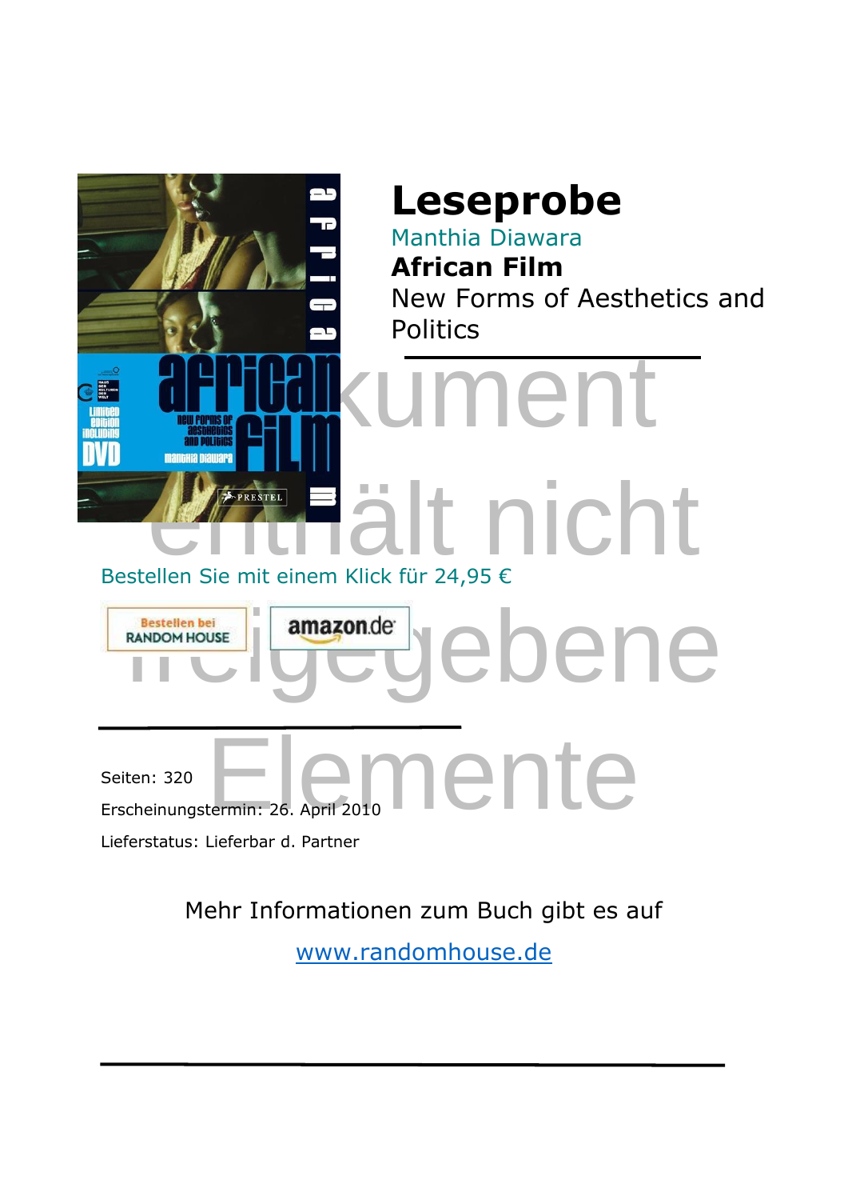# Leseprobe

Manthia Diawara

**African Film**

New Forms of Aesthetics and Politics

Dokument enthält nicht freigegebene Elemente

Bestellen Sie mit einem Klick für 24,95 €

Bestellen bei RANDOM HOUSE

amazon.de

Seiten: 320

Erscheinungstermin: 26. April 2010

Lieferstatus: Lieferbar d. Partner

Mehr Informationen zum Buch gibt es auf

www.randomhouse.de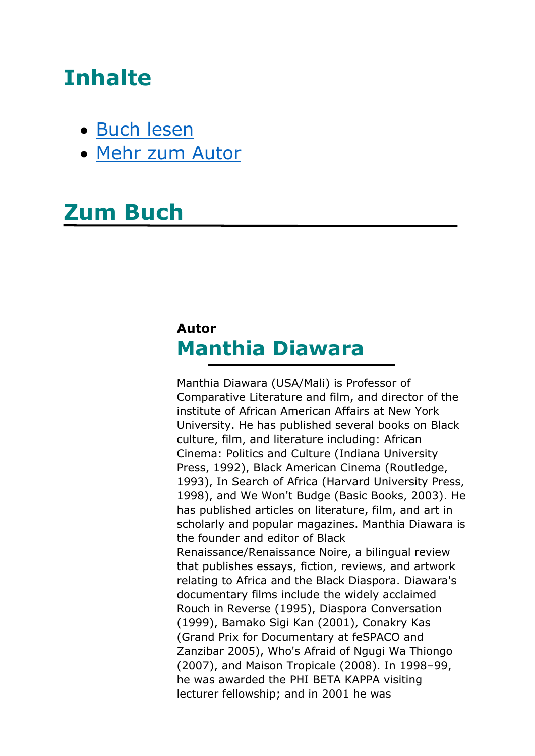# Inhalte

- [Buch lesen]
- [Mehr zum Autor]

# Zum Buch

**Autor**

## Manthia Diawara

Manthia Diawara (USA/Mali) is Professor of Comparative Literature and film, and director of the institute of African American Affairs at New York University. He has published several books on Black culture, film, and literature including: African Cinema: Politics and Culture (Indiana University Press, 1992), Black American Cinema (Routledge, 1993), In Search of Africa (Harvard University Press, 1998), and We Won't Budge (Basic Books, 2003). He has published articles on literature, film, and art in scholarly and popular magazines. Manthia Diawara is the founder and editor of Black Renaissance/Renaissance Noire, a bilingual review that publishes essays, fiction, reviews, and artwork relating to Africa and the Black Diaspora. Diawara's documentary films include the widely acclaimed Rouch in Reverse (1995), Diaspora Conversation (1999), Bamako Sigi Kan (2001), Conakry Kas (Grand Prix for Documentary at feSPACO and Zanzibar 2005), Who's Afraid of Ngugi Wa Thiongo (2007), and Maison Tropicale (2008). In 1998–99, he was awarded the PHI BETA KAPPA visiting lecturer fellowship; and in 2001 he was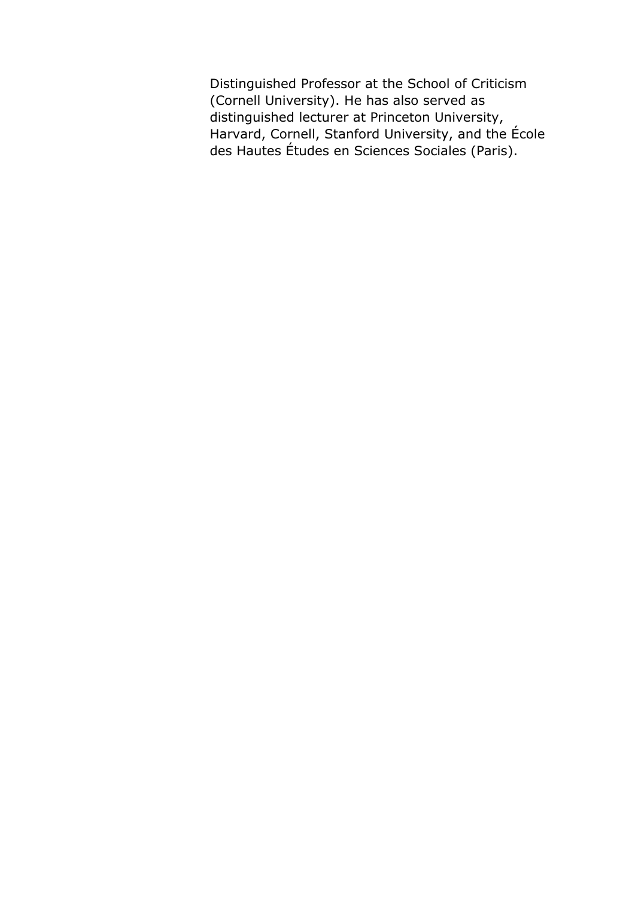Distinguished Professor at the School of Criticism (Cornell University). He has also served as distinguished lecturer at Princeton University, Harvard, Cornell, Stanford University, and the École des Hautes Études en Sciences Sociales (Paris).